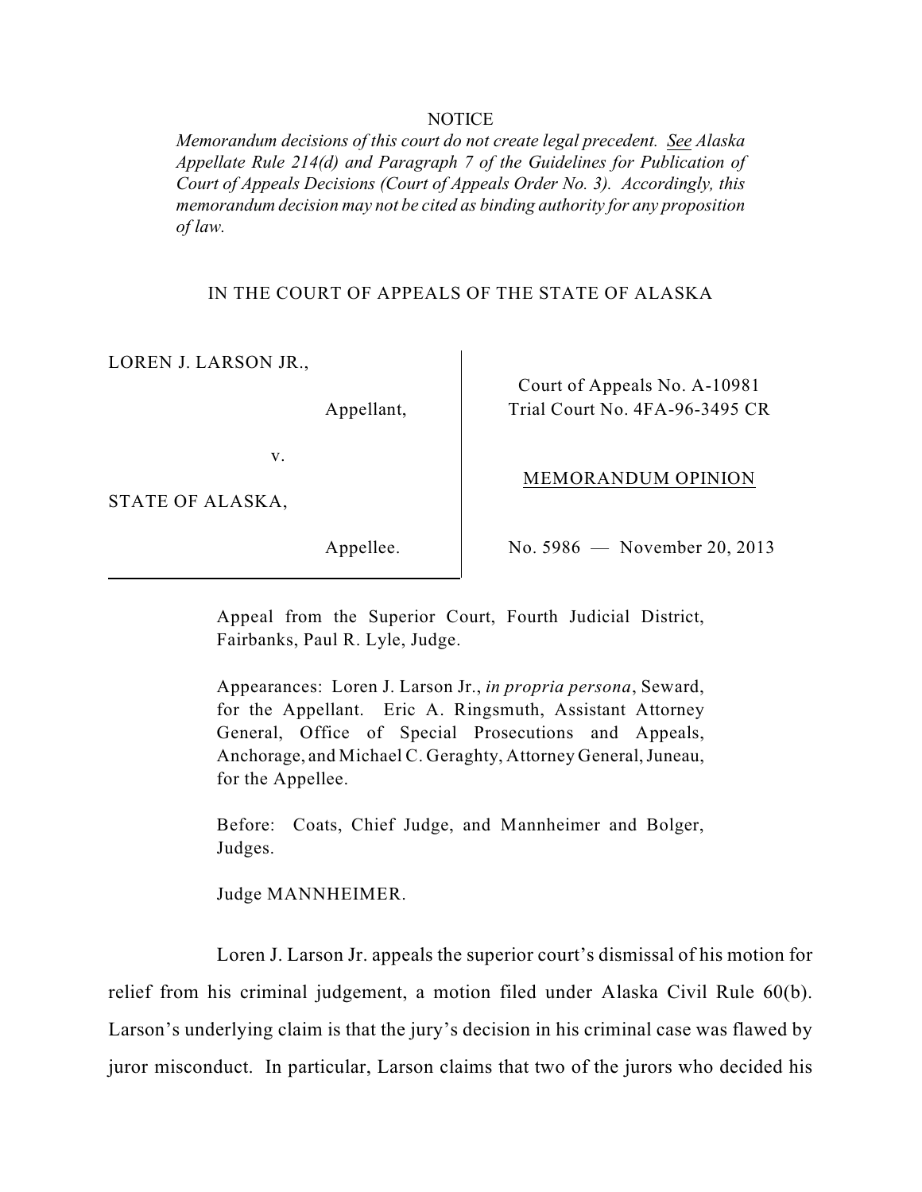NOTICE

*Memorandum decisions of this court do not create legal precedent. See Alaska Appellate Rule 214(d) and Paragraph 7 of the Guidelines for Publication of Court of Appeals Decisions (Court of Appeals Order No. 3). Accordingly, this memorandum decision may not be cited as binding authority for any proposition of law.*

IN THE COURT OF APPEALS OF THE STATE OF ALASKA

| | |
|---|---|
| LOREN J. LARSON JR., Appellant, v. STATE OF ALASKA, Appellee. | Court of Appeals No. A-10981<br>Trial Court No. 4FA-96-3495 CR<br><br>MEMORANDUM OPINION<br><br>No. 5986 — November 20, 2013 |

Appeal from the Superior Court, Fourth Judicial District, Fairbanks, Paul R. Lyle, Judge.

Appearances: Loren J. Larson Jr., *in propria persona*, Seward, for the Appellant. Eric A. Ringsmuth, Assistant Attorney General, Office of Special Prosecutions and Appeals, Anchorage, and Michael C. Geraghty, Attorney General, Juneau, for the Appellee.

Before: Coats, Chief Judge, and Mannheimer and Bolger, Judges.

Judge MANNHEIMER.

Loren J. Larson Jr. appeals the superior court's dismissal of his motion for relief from his criminal judgement, a motion filed under Alaska Civil Rule 60(b). Larson's underlying claim is that the jury's decision in his criminal case was flawed by juror misconduct. In particular, Larson claims that two of the jurors who decided his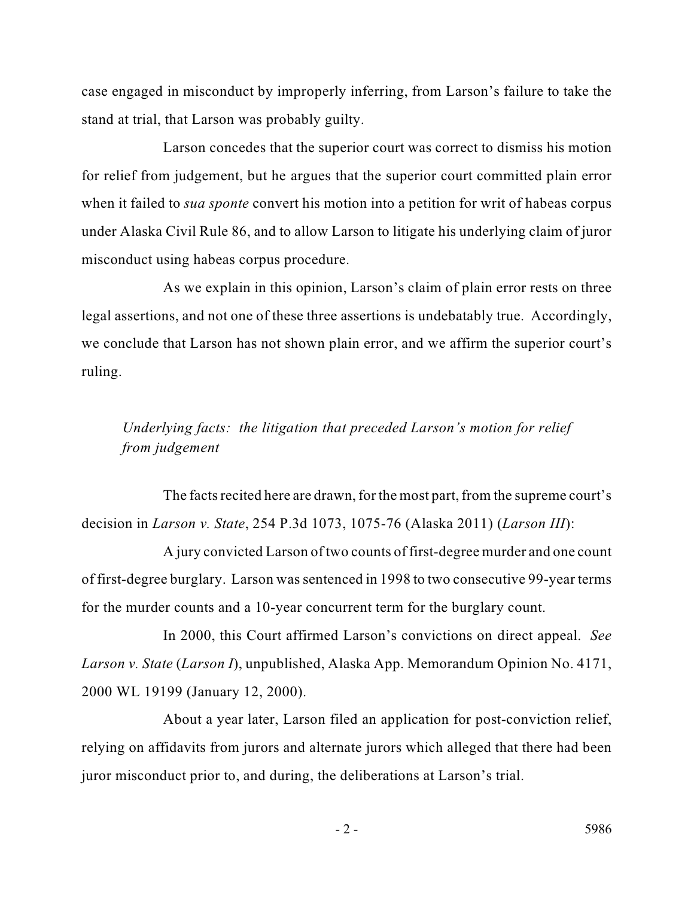case engaged in misconduct by improperly inferring, from Larson's failure to take the stand at trial, that Larson was probably guilty.

Larson concedes that the superior court was correct to dismiss his motion for relief from judgement, but he argues that the superior court committed plain error when it failed to *sua sponte* convert his motion into a petition for writ of habeas corpus under Alaska Civil Rule 86, and to allow Larson to litigate his underlying claim of juror misconduct using habeas corpus procedure.

As we explain in this opinion, Larson's claim of plain error rests on three legal assertions, and not one of these three assertions is undebatably true. Accordingly, we conclude that Larson has not shown plain error, and we affirm the superior court's ruling.

*Underlying facts: the litigation that preceded Larson's motion for relief from judgement*

The facts recited here are drawn, for the most part, from the supreme court's decision in *Larson v. State*, 254 P.3d 1073, 1075-76 (Alaska 2011) (*Larson III*):

A jury convicted Larson of two counts of first-degree murder and one count of first-degree burglary. Larson was sentenced in 1998 to two consecutive 99-year terms for the murder counts and a 10-year concurrent term for the burglary count.

In 2000, this Court affirmed Larson's convictions on direct appeal. *See Larson v. State* (*Larson I*), unpublished, Alaska App. Memorandum Opinion No. 4171, 2000 WL 19199 (January 12, 2000).

About a year later, Larson filed an application for post-conviction relief, relying on affidavits from jurors and alternate jurors which alleged that there had been juror misconduct prior to, and during, the deliberations at Larson's trial.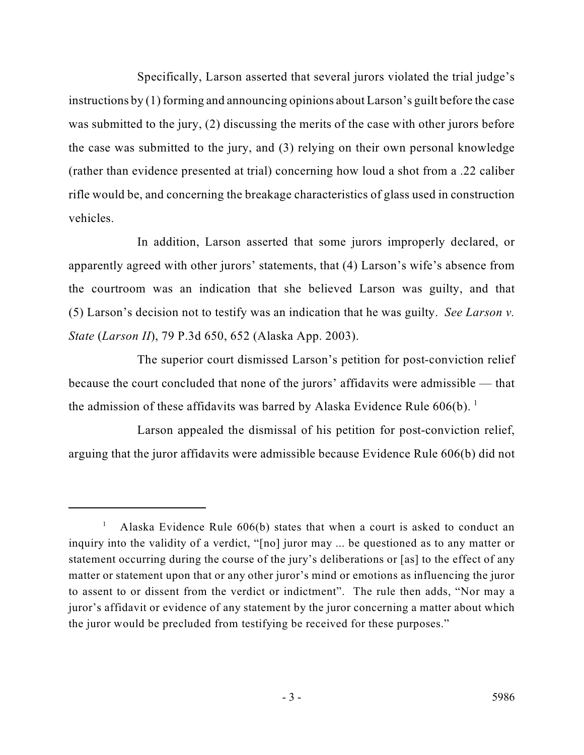Specifically, Larson asserted that several jurors violated the trial judge's instructions by (1) forming and announcing opinions about Larson's guilt before the case was submitted to the jury, (2) discussing the merits of the case with other jurors before the case was submitted to the jury, and (3) relying on their own personal knowledge (rather than evidence presented at trial) concerning how loud a shot from a .22 caliber rifle would be, and concerning the breakage characteristics of glass used in construction vehicles.

In addition, Larson asserted that some jurors improperly declared, or apparently agreed with other jurors' statements, that (4) Larson's wife's absence from the courtroom was an indication that she believed Larson was guilty, and that (5) Larson's decision not to testify was an indication that he was guilty. *See Larson v. State* (*Larson II*), 79 P.3d 650, 652 (Alaska App. 2003).

The superior court dismissed Larson's petition for post-conviction relief because the court concluded that none of the jurors' affidavits were admissible — that the admission of these affidavits was barred by Alaska Evidence Rule 606(b). [1]

Larson appealed the dismissal of his petition for post-conviction relief, arguing that the juror affidavits were admissible because Evidence Rule 606(b) did not

---

[1] Alaska Evidence Rule 606(b) states that when a court is asked to conduct an inquiry into the validity of a verdict, "[no] juror may ... be questioned as to any matter or statement occurring during the course of the jury's deliberations or [as] to the effect of any matter or statement upon that or any other juror's mind or emotions as influencing the juror to assent to or dissent from the verdict or indictment". The rule then adds, "Nor may a juror's affidavit or evidence of any statement by the juror concerning a matter about which the juror would be precluded from testifying be received for these purposes."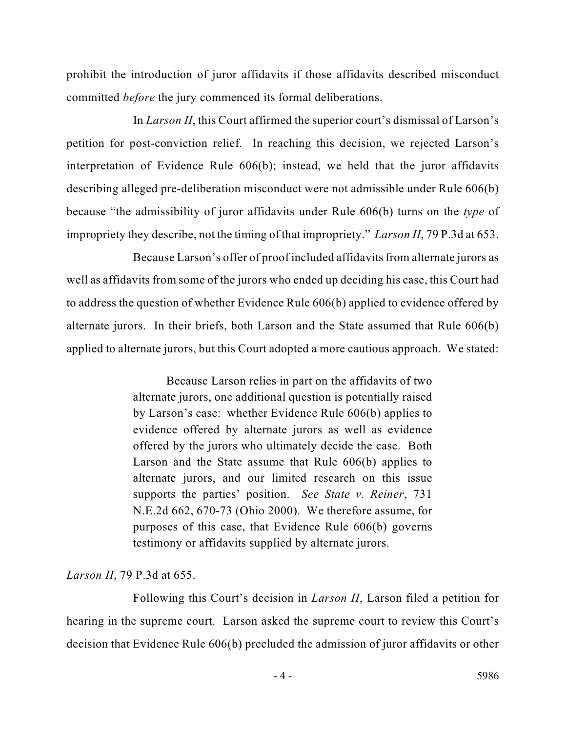prohibit the introduction of juror affidavits if those affidavits described misconduct committed *before* the jury commenced its formal deliberations.

In *Larson II*, this Court affirmed the superior court's dismissal of Larson's petition for post-conviction relief. In reaching this decision, we rejected Larson's interpretation of Evidence Rule 606(b); instead, we held that the juror affidavits describing alleged pre-deliberation misconduct were not admissible under Rule 606(b) because "the admissibility of juror affidavits under Rule 606(b) turns on the *type* of impropriety they describe, not the timing of that impropriety." *Larson II*, 79 P.3d at 653.

Because Larson's offer of proof included affidavits from alternate jurors as well as affidavits from some of the jurors who ended up deciding his case, this Court had to address the question of whether Evidence Rule 606(b) applied to evidence offered by alternate jurors. In their briefs, both Larson and the State assumed that Rule 606(b) applied to alternate jurors, but this Court adopted a more cautious approach. We stated:

> Because Larson relies in part on the affidavits of two alternate jurors, one additional question is potentially raised by Larson's case: whether Evidence Rule 606(b) applies to evidence offered by alternate jurors as well as evidence offered by the jurors who ultimately decide the case. Both Larson and the State assume that Rule 606(b) applies to alternate jurors, and our limited research on this issue supports the parties' position. *See State v. Reiner*, 731 N.E.2d 662, 670-73 (Ohio 2000). We therefore assume, for purposes of this case, that Evidence Rule 606(b) governs testimony or affidavits supplied by alternate jurors.

*Larson II*, 79 P.3d at 655.

Following this Court's decision in *Larson II*, Larson filed a petition for hearing in the supreme court. Larson asked the supreme court to review this Court's decision that Evidence Rule 606(b) precluded the admission of juror affidavits or other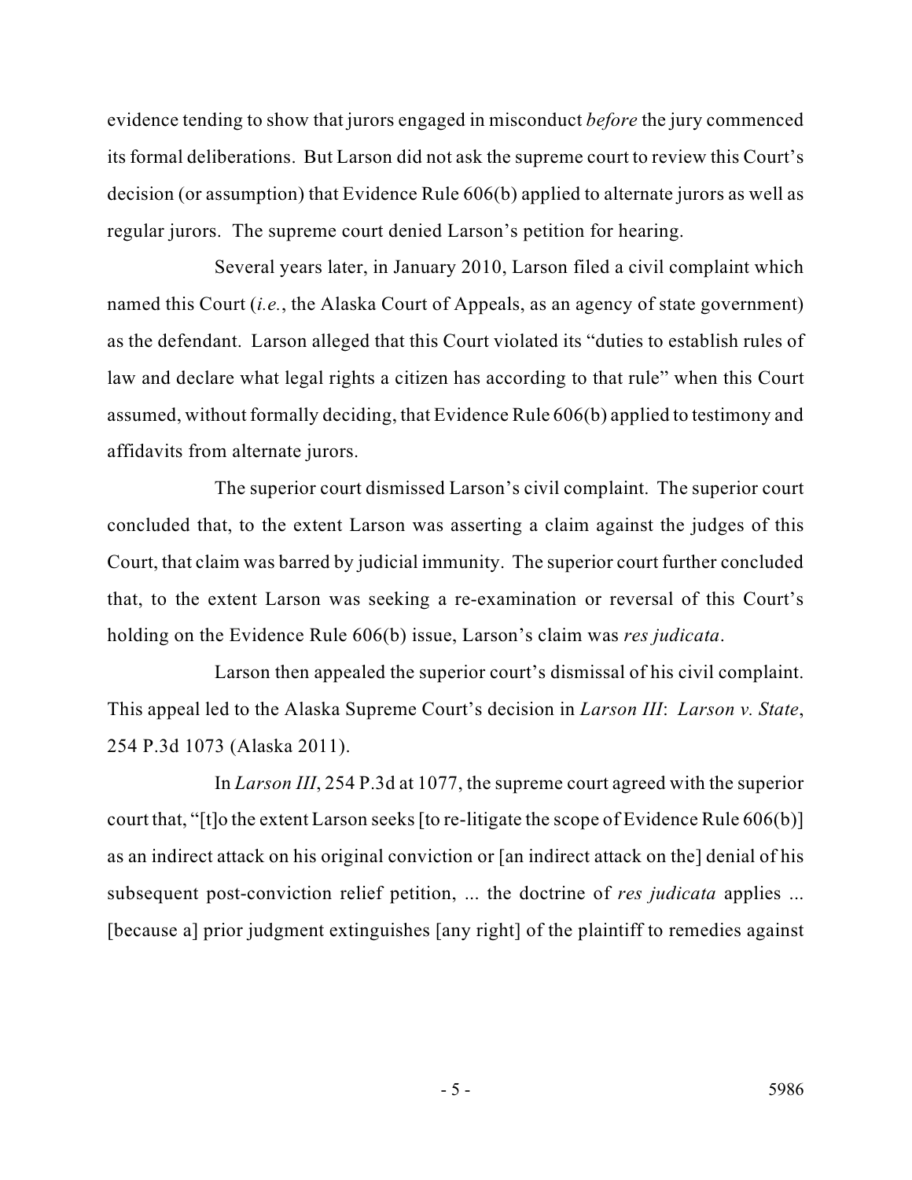evidence tending to show that jurors engaged in misconduct *before* the jury commenced its formal deliberations. But Larson did not ask the supreme court to review this Court's decision (or assumption) that Evidence Rule 606(b) applied to alternate jurors as well as regular jurors. The supreme court denied Larson's petition for hearing.

Several years later, in January 2010, Larson filed a civil complaint which named this Court (*i.e.*, the Alaska Court of Appeals, as an agency of state government) as the defendant. Larson alleged that this Court violated its "duties to establish rules of law and declare what legal rights a citizen has according to that rule" when this Court assumed, without formally deciding, that Evidence Rule 606(b) applied to testimony and affidavits from alternate jurors.

The superior court dismissed Larson's civil complaint. The superior court concluded that, to the extent Larson was asserting a claim against the judges of this Court, that claim was barred by judicial immunity. The superior court further concluded that, to the extent Larson was seeking a re-examination or reversal of this Court's holding on the Evidence Rule 606(b) issue, Larson's claim was *res judicata*.

Larson then appealed the superior court's dismissal of his civil complaint. This appeal led to the Alaska Supreme Court's decision in *Larson III*: *Larson v. State*, 254 P.3d 1073 (Alaska 2011).

In *Larson III*, 254 P.3d at 1077, the supreme court agreed with the superior court that, "[t]o the extent Larson seeks [to re-litigate the scope of Evidence Rule 606(b)] as an indirect attack on his original conviction or [an indirect attack on the] denial of his subsequent post-conviction relief petition, ... the doctrine of *res judicata* applies ... [because a] prior judgment extinguishes [any right] of the plaintiff to remedies against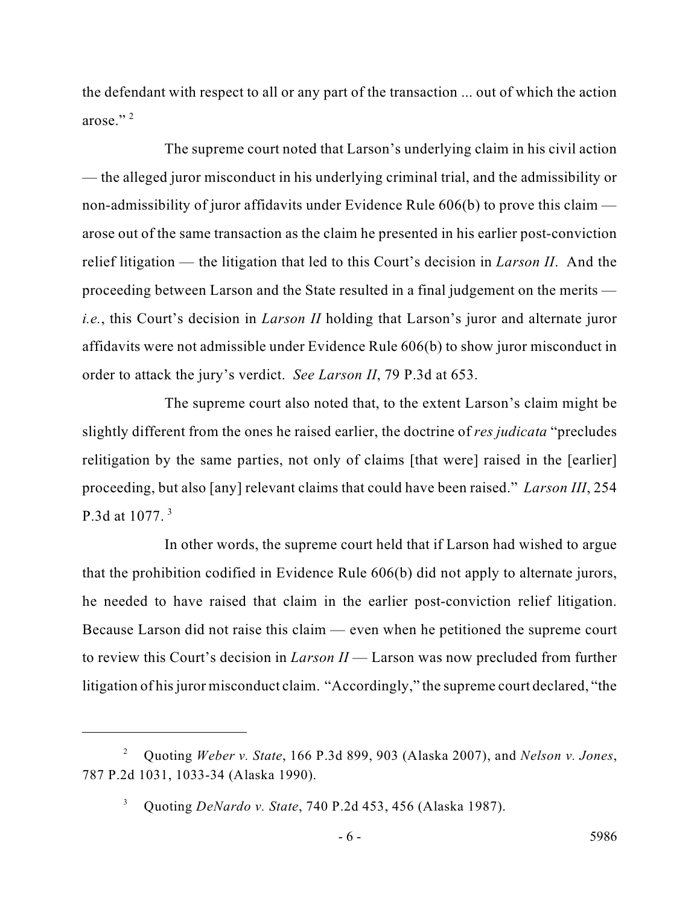the defendant with respect to all or any part of the transaction ... out of which the action arose." [2]

The supreme court noted that Larson's underlying claim in his civil action — the alleged juror misconduct in his underlying criminal trial, and the admissibility or non-admissibility of juror affidavits under Evidence Rule 606(b) to prove this claim — arose out of the same transaction as the claim he presented in his earlier post-conviction relief litigation — the litigation that led to this Court's decision in *Larson II*. And the proceeding between Larson and the State resulted in a final judgement on the merits — *i.e.*, this Court's decision in *Larson II* holding that Larson's juror and alternate juror affidavits were not admissible under Evidence Rule 606(b) to show juror misconduct in order to attack the jury's verdict. *See Larson II*, 79 P.3d at 653.

The supreme court also noted that, to the extent Larson's claim might be slightly different from the ones he raised earlier, the doctrine of *res judicata* "precludes relitigation by the same parties, not only of claims [that were] raised in the [earlier] proceeding, but also [any] relevant claims that could have been raised." *Larson III*, 254 P.3d at 1077. [3]

In other words, the supreme court held that if Larson had wished to argue that the prohibition codified in Evidence Rule 606(b) did not apply to alternate jurors, he needed to have raised that claim in the earlier post-conviction relief litigation. Because Larson did not raise this claim — even when he petitioned the supreme court to review this Court's decision in *Larson II* — Larson was now precluded from further litigation of his juror misconduct claim. "Accordingly," the supreme court declared, "the

---

[2] Quoting *Weber v. State*, 166 P.3d 899, 903 (Alaska 2007), and *Nelson v. Jones*, 787 P.2d 1031, 1033-34 (Alaska 1990).

[3] Quoting *DeNardo v. State*, 740 P.2d 453, 456 (Alaska 1987).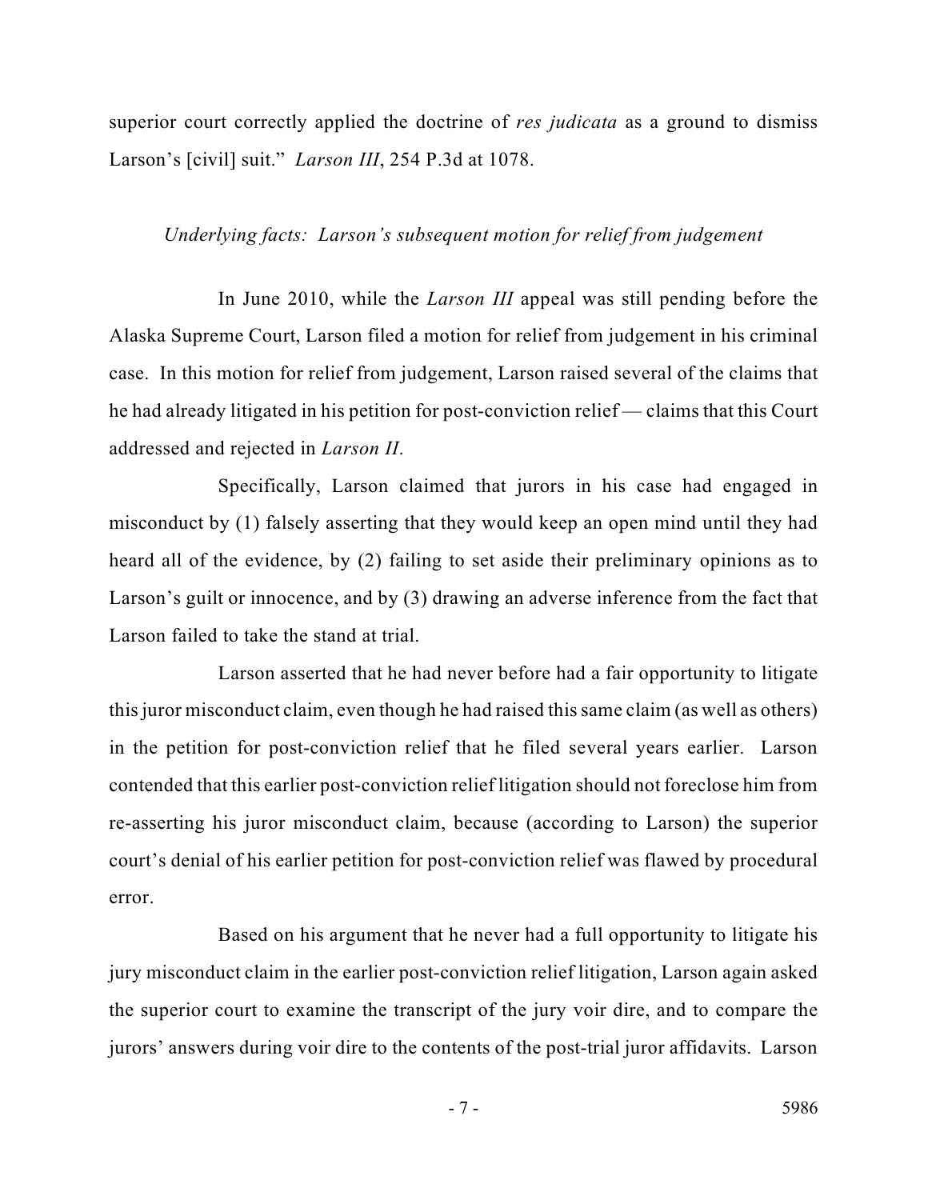superior court correctly applied the doctrine of *res judicata* as a ground to dismiss Larson's [civil] suit." *Larson III*, 254 P.3d at 1078.

*Underlying facts: Larson's subsequent motion for relief from judgement*

In June 2010, while the *Larson III* appeal was still pending before the Alaska Supreme Court, Larson filed a motion for relief from judgement in his criminal case. In this motion for relief from judgement, Larson raised several of the claims that he had already litigated in his petition for post-conviction relief — claims that this Court addressed and rejected in *Larson II*.

Specifically, Larson claimed that jurors in his case had engaged in misconduct by (1) falsely asserting that they would keep an open mind until they had heard all of the evidence, by (2) failing to set aside their preliminary opinions as to Larson's guilt or innocence, and by (3) drawing an adverse inference from the fact that Larson failed to take the stand at trial.

Larson asserted that he had never before had a fair opportunity to litigate this juror misconduct claim, even though he had raised this same claim (as well as others) in the petition for post-conviction relief that he filed several years earlier. Larson contended that this earlier post-conviction relief litigation should not foreclose him from re-asserting his juror misconduct claim, because (according to Larson) the superior court's denial of his earlier petition for post-conviction relief was flawed by procedural error.

Based on his argument that he never had a full opportunity to litigate his jury misconduct claim in the earlier post-conviction relief litigation, Larson again asked the superior court to examine the transcript of the jury voir dire, and to compare the jurors' answers during voir dire to the contents of the post-trial juror affidavits. Larson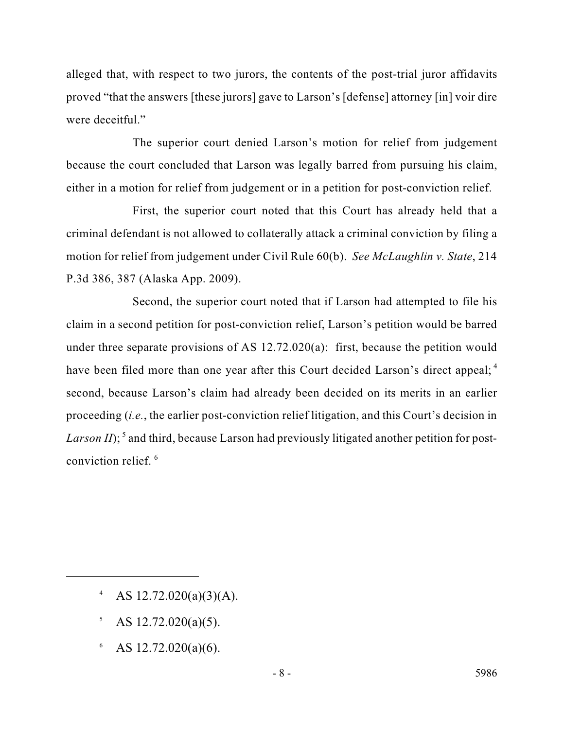alleged that, with respect to two jurors, the contents of the post-trial juror affidavits proved "that the answers [these jurors] gave to Larson's [defense] attorney [in] voir dire were deceitful."

The superior court denied Larson's motion for relief from judgement because the court concluded that Larson was legally barred from pursuing his claim, either in a motion for relief from judgement or in a petition for post-conviction relief.

First, the superior court noted that this Court has already held that a criminal defendant is not allowed to collaterally attack a criminal conviction by filing a motion for relief from judgement under Civil Rule 60(b). *See McLaughlin v. State*, 214 P.3d 386, 387 (Alaska App. 2009).

Second, the superior court noted that if Larson had attempted to file his claim in a second petition for post-conviction relief, Larson's petition would be barred under three separate provisions of AS 12.72.020(a): first, because the petition would have been filed more than one year after this Court decided Larson's direct appeal;[4] second, because Larson's claim had already been decided on its merits in an earlier proceeding (*i.e.*, the earlier post-conviction relief litigation, and this Court's decision in *Larson II*);[5] and third, because Larson had previously litigated another petition for post-conviction relief.[6]

---

[4] AS 12.72.020(a)(3)(A).

[5] AS 12.72.020(a)(5).

[6] AS 12.72.020(a)(6).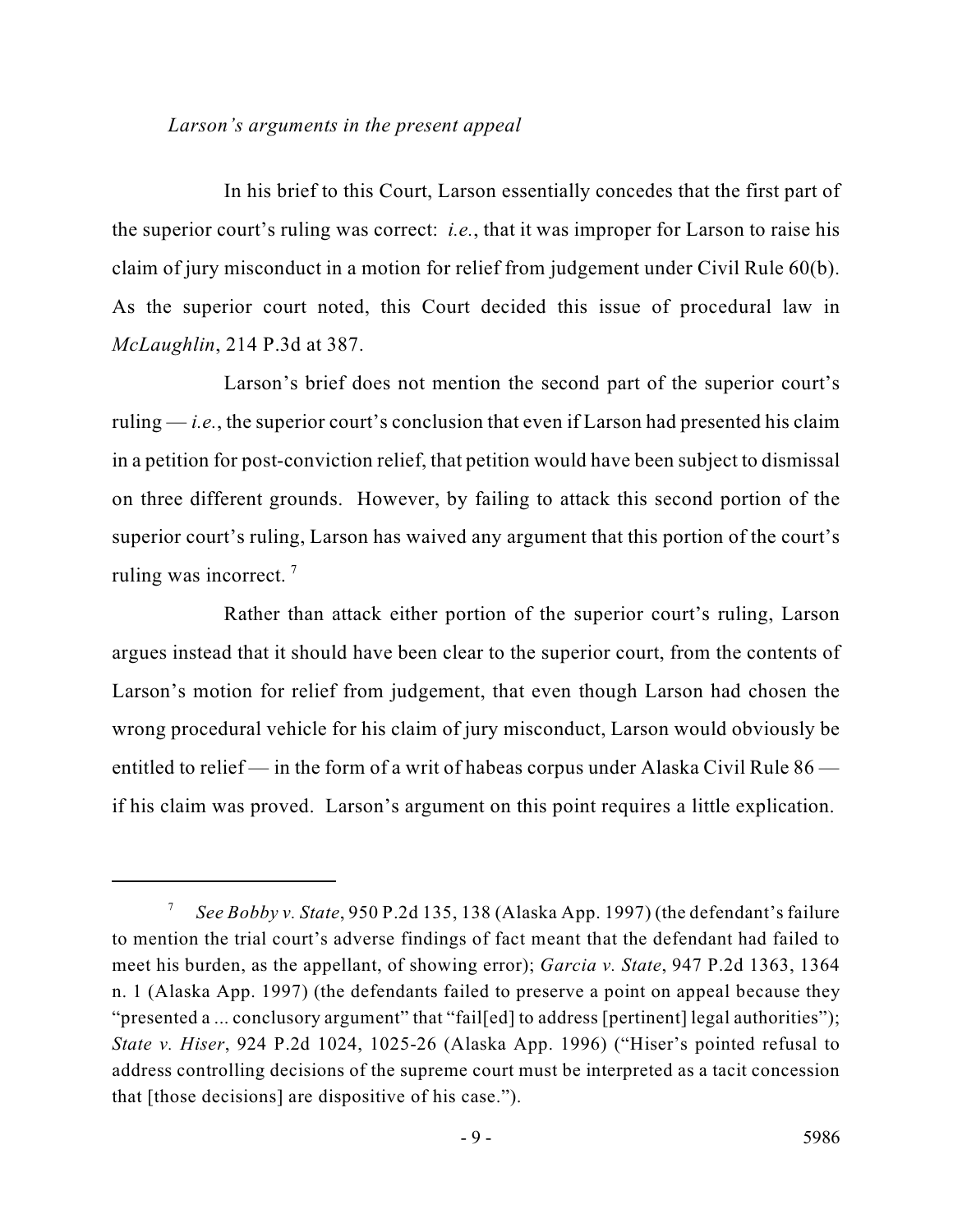*Larson's arguments in the present appeal*

In his brief to this Court, Larson essentially concedes that the first part of the superior court's ruling was correct: *i.e.*, that it was improper for Larson to raise his claim of jury misconduct in a motion for relief from judgement under Civil Rule 60(b). As the superior court noted, this Court decided this issue of procedural law in *McLaughlin*, 214 P.3d at 387.

Larson's brief does not mention the second part of the superior court's ruling — *i.e.*, the superior court's conclusion that even if Larson had presented his claim in a petition for post-conviction relief, that petition would have been subject to dismissal on three different grounds. However, by failing to attack this second portion of the superior court's ruling, Larson has waived any argument that this portion of the court's ruling was incorrect. [7]

Rather than attack either portion of the superior court's ruling, Larson argues instead that it should have been clear to the superior court, from the contents of Larson's motion for relief from judgement, that even though Larson had chosen the wrong procedural vehicle for his claim of jury misconduct, Larson would obviously be entitled to relief — in the form of a writ of habeas corpus under Alaska Civil Rule 86 — if his claim was proved. Larson's argument on this point requires a little explication.

---

[7] *See Bobby v. State*, 950 P.2d 135, 138 (Alaska App. 1997) (the defendant's failure to mention the trial court's adverse findings of fact meant that the defendant had failed to meet his burden, as the appellant, of showing error); *Garcia v. State*, 947 P.2d 1363, 1364 n. 1 (Alaska App. 1997) (the defendants failed to preserve a point on appeal because they "presented a ... conclusory argument" that "fail[ed] to address [pertinent] legal authorities"); *State v. Hiser*, 924 P.2d 1024, 1025-26 (Alaska App. 1996) ("Hiser's pointed refusal to address controlling decisions of the supreme court must be interpreted as a tacit concession that [those decisions] are dispositive of his case.").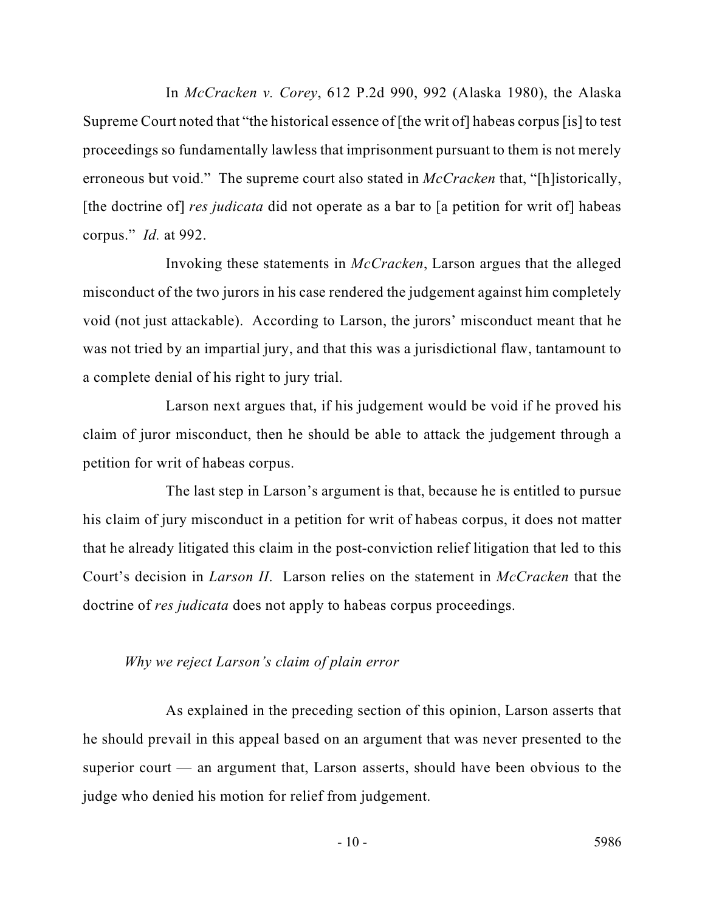In *McCracken v. Corey*, 612 P.2d 990, 992 (Alaska 1980), the Alaska Supreme Court noted that "the historical essence of [the writ of] habeas corpus [is] to test proceedings so fundamentally lawless that imprisonment pursuant to them is not merely erroneous but void." The supreme court also stated in *McCracken* that, "[h]istorically, [the doctrine of] *res judicata* did not operate as a bar to [a petition for writ of] habeas corpus." *Id.* at 992.

Invoking these statements in *McCracken*, Larson argues that the alleged misconduct of the two jurors in his case rendered the judgement against him completely void (not just attackable). According to Larson, the jurors' misconduct meant that he was not tried by an impartial jury, and that this was a jurisdictional flaw, tantamount to a complete denial of his right to jury trial.

Larson next argues that, if his judgement would be void if he proved his claim of juror misconduct, then he should be able to attack the judgement through a petition for writ of habeas corpus.

The last step in Larson's argument is that, because he is entitled to pursue his claim of jury misconduct in a petition for writ of habeas corpus, it does not matter that he already litigated this claim in the post-conviction relief litigation that led to this Court's decision in *Larson II*. Larson relies on the statement in *McCracken* that the doctrine of *res judicata* does not apply to habeas corpus proceedings.

*Why we reject Larson's claim of plain error*

As explained in the preceding section of this opinion, Larson asserts that he should prevail in this appeal based on an argument that was never presented to the superior court — an argument that, Larson asserts, should have been obvious to the judge who denied his motion for relief from judgement.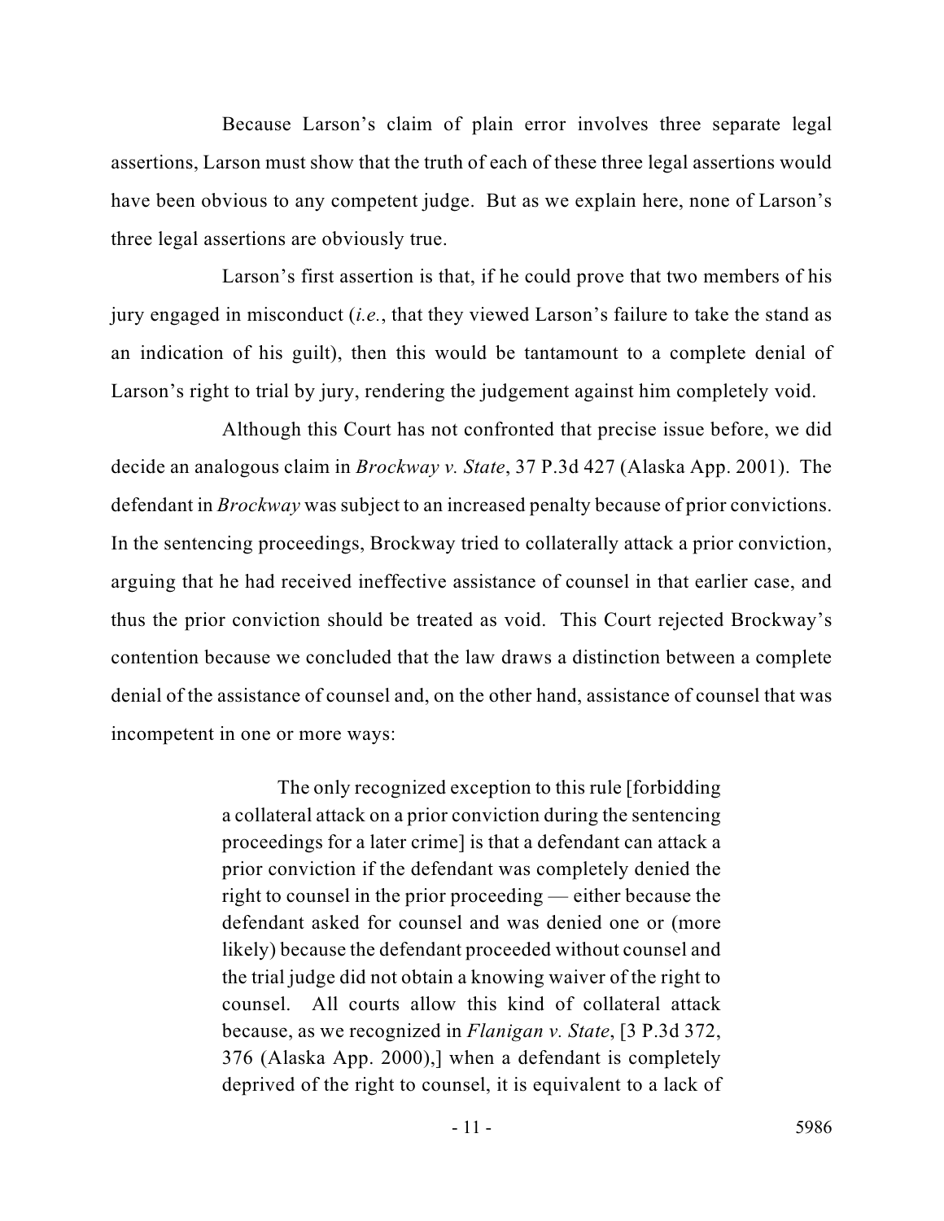Because Larson's claim of plain error involves three separate legal assertions, Larson must show that the truth of each of these three legal assertions would have been obvious to any competent judge. But as we explain here, none of Larson's three legal assertions are obviously true.

Larson's first assertion is that, if he could prove that two members of his jury engaged in misconduct (*i.e.*, that they viewed Larson's failure to take the stand as an indication of his guilt), then this would be tantamount to a complete denial of Larson's right to trial by jury, rendering the judgement against him completely void.

Although this Court has not confronted that precise issue before, we did decide an analogous claim in *Brockway v. State*, 37 P.3d 427 (Alaska App. 2001). The defendant in *Brockway* was subject to an increased penalty because of prior convictions. In the sentencing proceedings, Brockway tried to collaterally attack a prior conviction, arguing that he had received ineffective assistance of counsel in that earlier case, and thus the prior conviction should be treated as void. This Court rejected Brockway's contention because we concluded that the law draws a distinction between a complete denial of the assistance of counsel and, on the other hand, assistance of counsel that was incompetent in one or more ways:

> The only recognized exception to this rule [forbidding a collateral attack on a prior conviction during the sentencing proceedings for a later crime] is that a defendant can attack a prior conviction if the defendant was completely denied the right to counsel in the prior proceeding — either because the defendant asked for counsel and was denied one or (more likely) because the defendant proceeded without counsel and the trial judge did not obtain a knowing waiver of the right to counsel. All courts allow this kind of collateral attack because, as we recognized in *Flanigan v. State*, [3 P.3d 372, 376 (Alaska App. 2000),] when a defendant is completely deprived of the right to counsel, it is equivalent to a lack of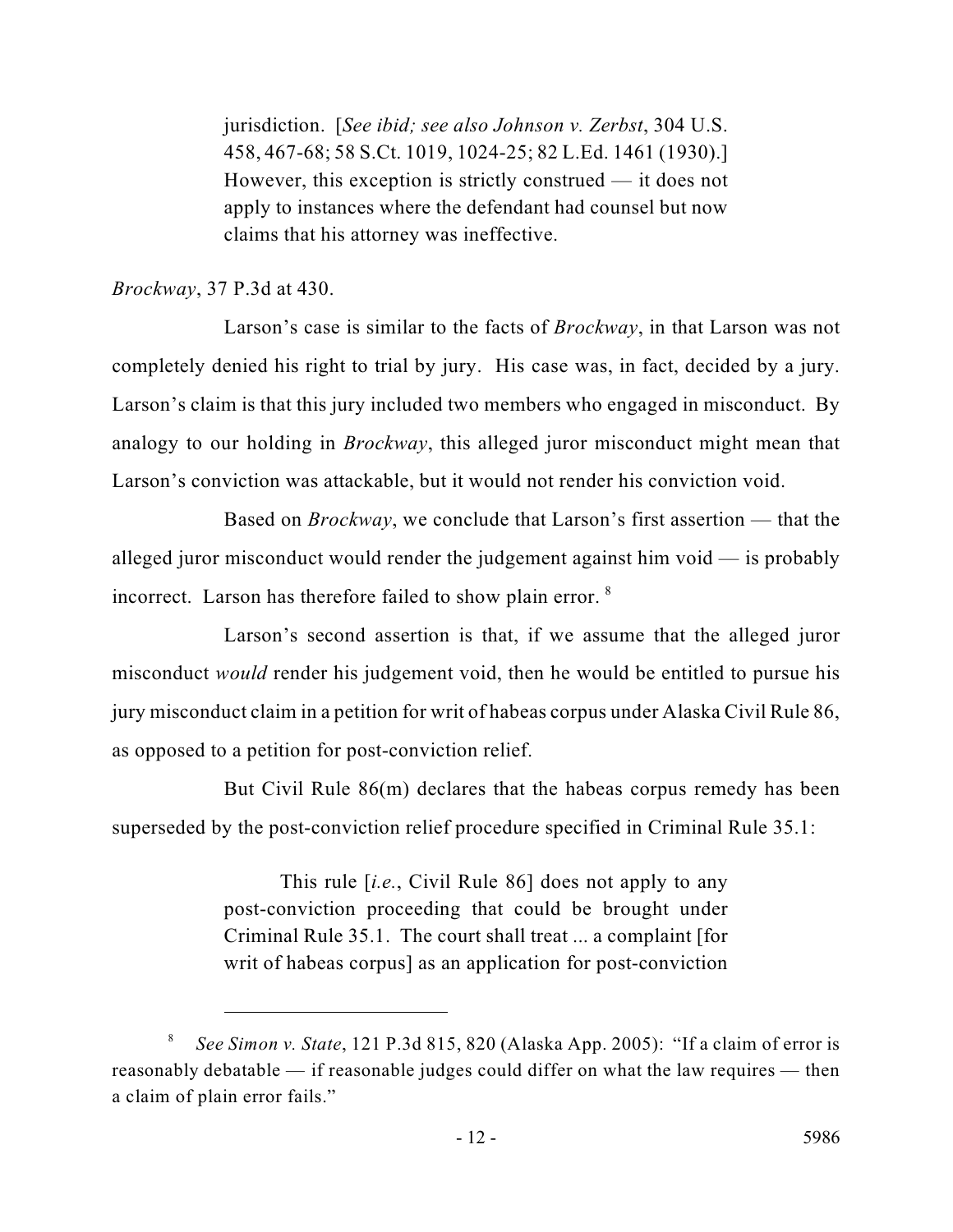> jurisdiction. [*See ibid; see also Johnson v. Zerbst*, 304 U.S. 458, 467-68; 58 S.Ct. 1019, 1024-25; 82 L.Ed. 1461 (1930).] However, this exception is strictly construed — it does not apply to instances where the defendant had counsel but now claims that his attorney was ineffective.

*Brockway*, 37 P.3d at 430.

Larson's case is similar to the facts of *Brockway*, in that Larson was not completely denied his right to trial by jury. His case was, in fact, decided by a jury. Larson's claim is that this jury included two members who engaged in misconduct. By analogy to our holding in *Brockway*, this alleged juror misconduct might mean that Larson's conviction was attackable, but it would not render his conviction void.

Based on *Brockway*, we conclude that Larson's first assertion — that the alleged juror misconduct would render the judgement against him void — is probably incorrect. Larson has therefore failed to show plain error. [8]

Larson's second assertion is that, if we assume that the alleged juror misconduct *would* render his judgement void, then he would be entitled to pursue his jury misconduct claim in a petition for writ of habeas corpus under Alaska Civil Rule 86, as opposed to a petition for post-conviction relief.

But Civil Rule 86(m) declares that the habeas corpus remedy has been superseded by the post-conviction relief procedure specified in Criminal Rule 35.1:

> This rule [*i.e.*, Civil Rule 86] does not apply to any post-conviction proceeding that could be brought under Criminal Rule 35.1. The court shall treat ... a complaint [for writ of habeas corpus] as an application for post-conviction

---

[8] *See Simon v. State*, 121 P.3d 815, 820 (Alaska App. 2005): "If a claim of error is reasonably debatable — if reasonable judges could differ on what the law requires — then a claim of plain error fails."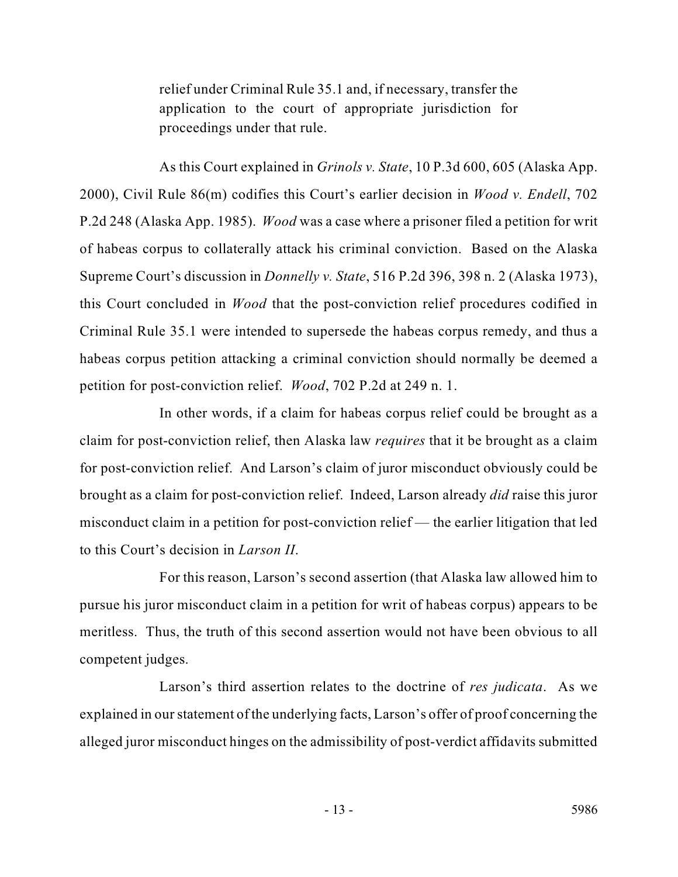> relief under Criminal Rule 35.1 and, if necessary, transfer the application to the court of appropriate jurisdiction for proceedings under that rule.

As this Court explained in *Grinols v. State*, 10 P.3d 600, 605 (Alaska App. 2000), Civil Rule 86(m) codifies this Court's earlier decision in *Wood v. Endell*, 702 P.2d 248 (Alaska App. 1985). *Wood* was a case where a prisoner filed a petition for writ of habeas corpus to collaterally attack his criminal conviction. Based on the Alaska Supreme Court's discussion in *Donnelly v. State*, 516 P.2d 396, 398 n. 2 (Alaska 1973), this Court concluded in *Wood* that the post-conviction relief procedures codified in Criminal Rule 35.1 were intended to supersede the habeas corpus remedy, and thus a habeas corpus petition attacking a criminal conviction should normally be deemed a petition for post-conviction relief. *Wood*, 702 P.2d at 249 n. 1.

In other words, if a claim for habeas corpus relief could be brought as a claim for post-conviction relief, then Alaska law *requires* that it be brought as a claim for post-conviction relief. And Larson's claim of juror misconduct obviously could be brought as a claim for post-conviction relief. Indeed, Larson already *did* raise this juror misconduct claim in a petition for post-conviction relief — the earlier litigation that led to this Court's decision in *Larson II*.

For this reason, Larson's second assertion (that Alaska law allowed him to pursue his juror misconduct claim in a petition for writ of habeas corpus) appears to be meritless. Thus, the truth of this second assertion would not have been obvious to all competent judges.

Larson's third assertion relates to the doctrine of *res judicata*. As we explained in our statement of the underlying facts, Larson's offer of proof concerning the alleged juror misconduct hinges on the admissibility of post-verdict affidavits submitted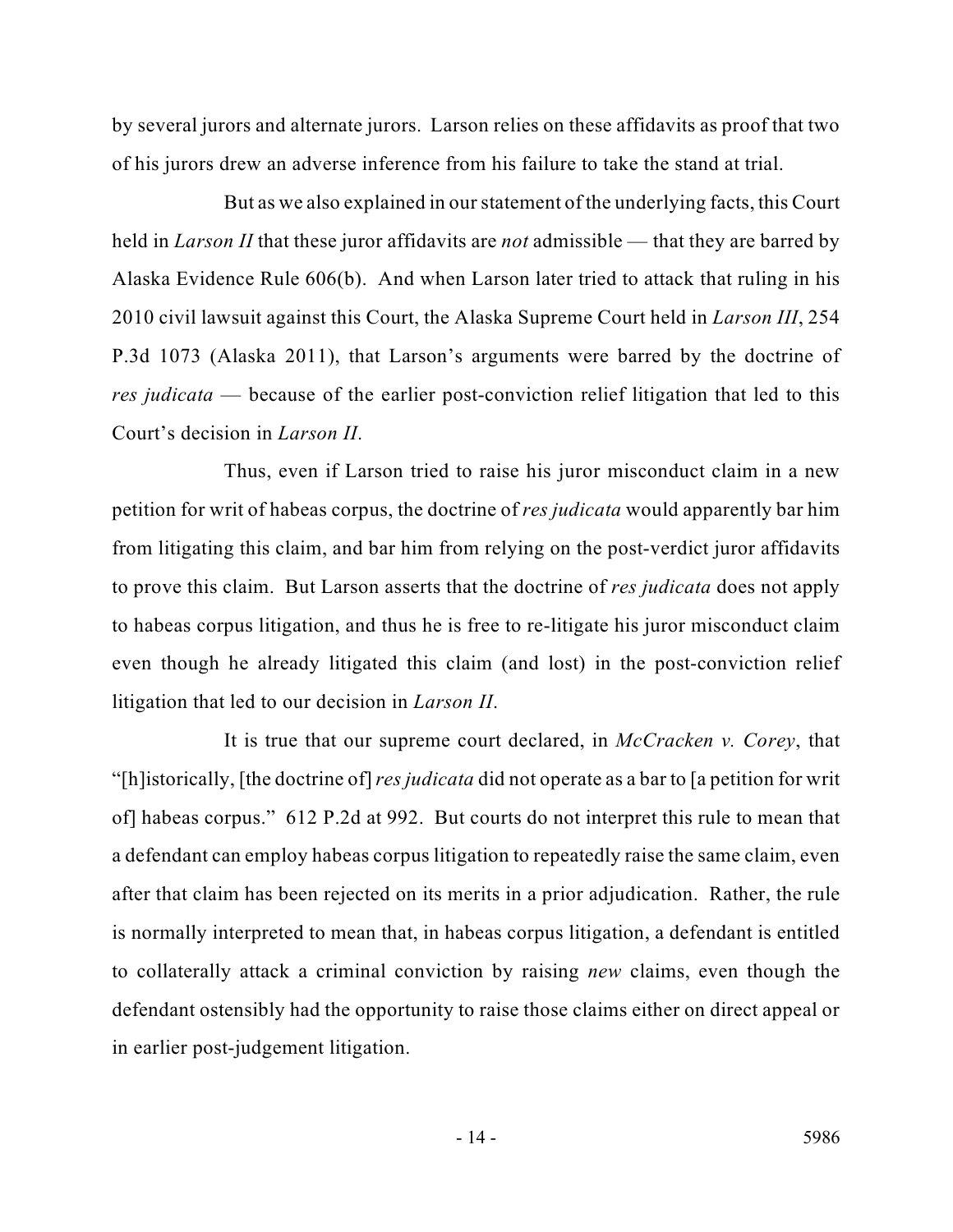by several jurors and alternate jurors. Larson relies on these affidavits as proof that two of his jurors drew an adverse inference from his failure to take the stand at trial.

But as we also explained in our statement of the underlying facts, this Court held in *Larson II* that these juror affidavits are *not* admissible — that they are barred by Alaska Evidence Rule 606(b). And when Larson later tried to attack that ruling in his 2010 civil lawsuit against this Court, the Alaska Supreme Court held in *Larson III*, 254 P.3d 1073 (Alaska 2011), that Larson's arguments were barred by the doctrine of *res judicata* — because of the earlier post-conviction relief litigation that led to this Court's decision in *Larson II*.

Thus, even if Larson tried to raise his juror misconduct claim in a new petition for writ of habeas corpus, the doctrine of *res judicata* would apparently bar him from litigating this claim, and bar him from relying on the post-verdict juror affidavits to prove this claim. But Larson asserts that the doctrine of *res judicata* does not apply to habeas corpus litigation, and thus he is free to re-litigate his juror misconduct claim even though he already litigated this claim (and lost) in the post-conviction relief litigation that led to our decision in *Larson II*.

It is true that our supreme court declared, in *McCracken v. Corey*, that "[h]istorically, [the doctrine of] *res judicata* did not operate as a bar to [a petition for writ of] habeas corpus." 612 P.2d at 992. But courts do not interpret this rule to mean that a defendant can employ habeas corpus litigation to repeatedly raise the same claim, even after that claim has been rejected on its merits in a prior adjudication. Rather, the rule is normally interpreted to mean that, in habeas corpus litigation, a defendant is entitled to collaterally attack a criminal conviction by raising *new* claims, even though the defendant ostensibly had the opportunity to raise those claims either on direct appeal or in earlier post-judgement litigation.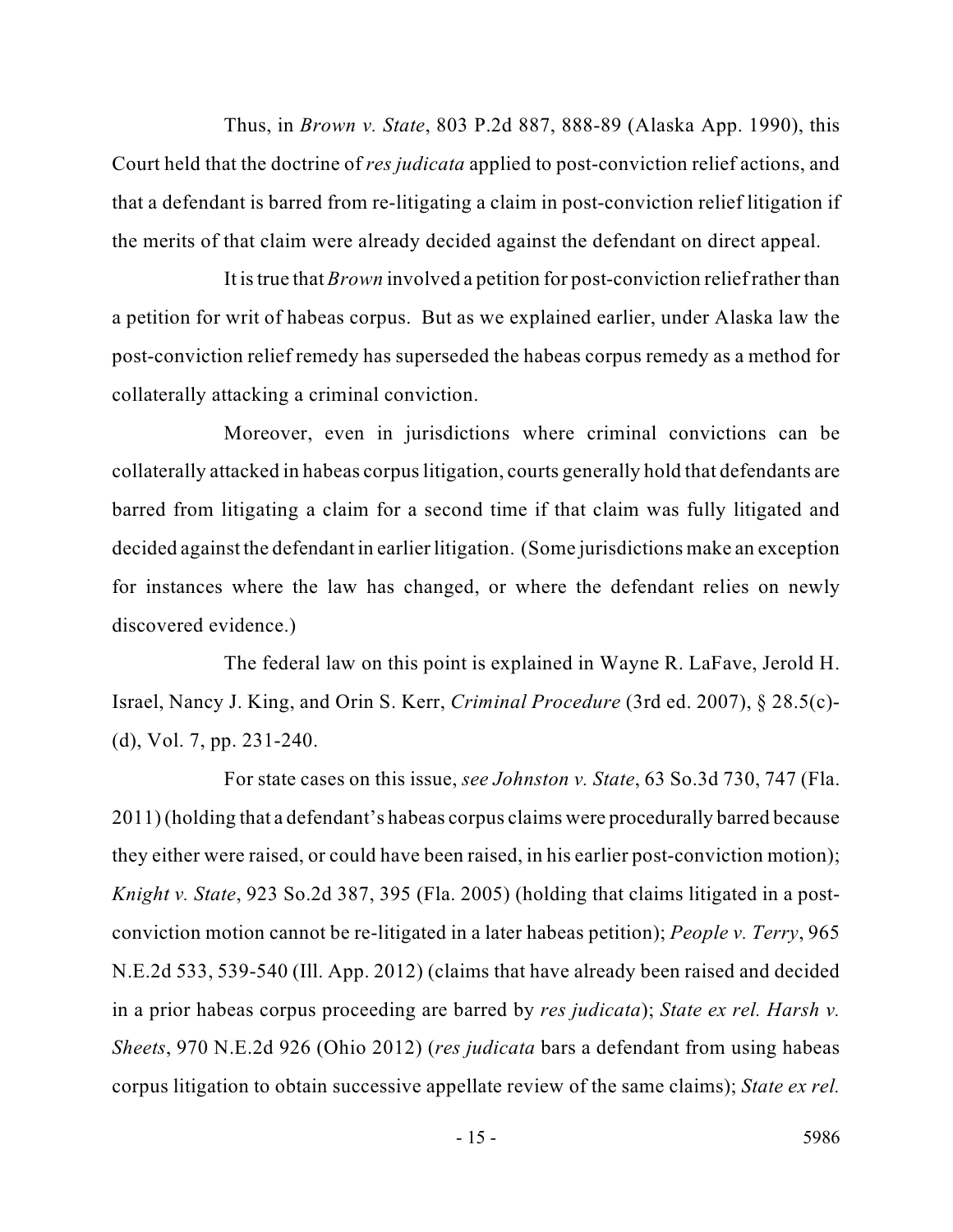Thus, in *Brown v. State*, 803 P.2d 887, 888-89 (Alaska App. 1990), this Court held that the doctrine of *res judicata* applied to post-conviction relief actions, and that a defendant is barred from re-litigating a claim in post-conviction relief litigation if the merits of that claim were already decided against the defendant on direct appeal.

It is true that *Brown* involved a petition for post-conviction relief rather than a petition for writ of habeas corpus. But as we explained earlier, under Alaska law the post-conviction relief remedy has superseded the habeas corpus remedy as a method for collaterally attacking a criminal conviction.

Moreover, even in jurisdictions where criminal convictions can be collaterally attacked in habeas corpus litigation, courts generally hold that defendants are barred from litigating a claim for a second time if that claim was fully litigated and decided against the defendant in earlier litigation. (Some jurisdictions make an exception for instances where the law has changed, or where the defendant relies on newly discovered evidence.)

The federal law on this point is explained in Wayne R. LaFave, Jerold H. Israel, Nancy J. King, and Orin S. Kerr, *Criminal Procedure* (3rd ed. 2007), § 28.5(c)-(d), Vol. 7, pp. 231-240.

For state cases on this issue, *see Johnston v. State*, 63 So.3d 730, 747 (Fla. 2011) (holding that a defendant's habeas corpus claims were procedurally barred because they either were raised, or could have been raised, in his earlier post-conviction motion); *Knight v. State*, 923 So.2d 387, 395 (Fla. 2005) (holding that claims litigated in a post-conviction motion cannot be re-litigated in a later habeas petition); *People v. Terry*, 965 N.E.2d 533, 539-540 (Ill. App. 2012) (claims that have already been raised and decided in a prior habeas corpus proceeding are barred by *res judicata*); *State ex rel. Harsh v. Sheets*, 970 N.E.2d 926 (Ohio 2012) (*res judicata* bars a defendant from using habeas corpus litigation to obtain successive appellate review of the same claims); *State ex rel.*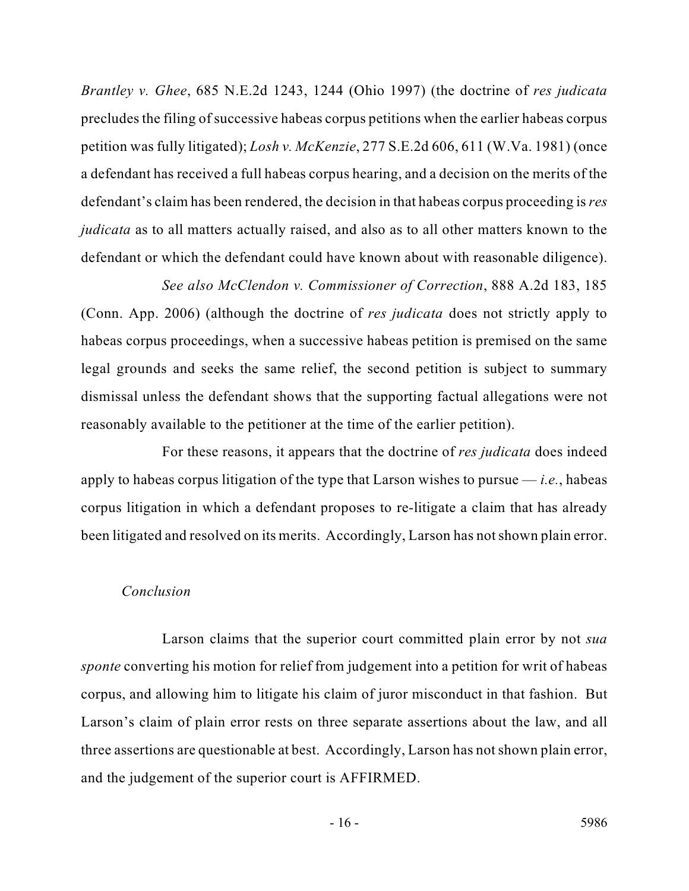*Brantley v. Ghee*, 685 N.E.2d 1243, 1244 (Ohio 1997) (the doctrine of *res judicata* precludes the filing of successive habeas corpus petitions when the earlier habeas corpus petition was fully litigated); *Losh v. McKenzie*, 277 S.E.2d 606, 611 (W.Va. 1981) (once a defendant has received a full habeas corpus hearing, and a decision on the merits of the defendant's claim has been rendered, the decision in that habeas corpus proceeding is *res judicata* as to all matters actually raised, and also as to all other matters known to the defendant or which the defendant could have known about with reasonable diligence).

*See also McClendon v. Commissioner of Correction*, 888 A.2d 183, 185 (Conn. App. 2006) (although the doctrine of *res judicata* does not strictly apply to habeas corpus proceedings, when a successive habeas petition is premised on the same legal grounds and seeks the same relief, the second petition is subject to summary dismissal unless the defendant shows that the supporting factual allegations were not reasonably available to the petitioner at the time of the earlier petition).

For these reasons, it appears that the doctrine of *res judicata* does indeed apply to habeas corpus litigation of the type that Larson wishes to pursue — *i.e.*, habeas corpus litigation in which a defendant proposes to re-litigate a claim that has already been litigated and resolved on its merits. Accordingly, Larson has not shown plain error.

*Conclusion*

Larson claims that the superior court committed plain error by not *sua sponte* converting his motion for relief from judgement into a petition for writ of habeas corpus, and allowing him to litigate his claim of juror misconduct in that fashion. But Larson's claim of plain error rests on three separate assertions about the law, and all three assertions are questionable at best. Accordingly, Larson has not shown plain error, and the judgement of the superior court is AFFIRMED.